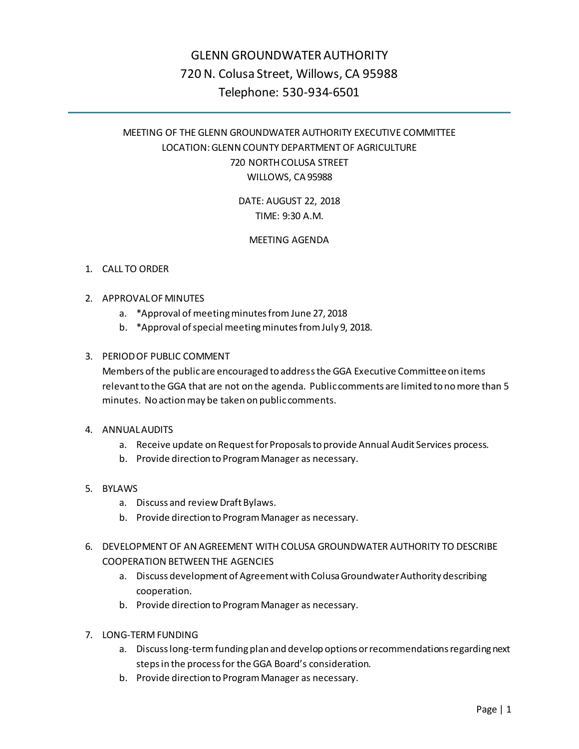# GLENN GROUNDWATER AUTHORITY

720 N. Colusa Street, Willows, CA 95988

Telephone: 530-934-6501

---

MEETING OF THE GLENN GROUNDWATER AUTHORITY EXECUTIVE COMMITTEE

LOCATION: GLENN COUNTY DEPARTMENT OF AGRICULTURE

720 NORTH COLUSA STREET

WILLOWS, CA 95988

DATE: AUGUST 22, 2018

TIME: 9:30 A.M.

## MEETING AGENDA

1. CALL TO ORDER

2. APPROVAL OF MINUTES
   a. *Approval of meeting minutes from June 27, 2018
   b. *Approval of special meeting minutes from July 9, 2018.

3. PERIOD OF PUBLIC COMMENT
   Members of the public are encouraged to address the GGA Executive Committee on items relevant to the GGA that are not on the agenda. Public comments are limited to no more than 5 minutes. No action may be taken on public comments.

4. ANNUAL AUDITS
   a. Receive update on Request for Proposals to provide Annual Audit Services process.
   b. Provide direction to Program Manager as necessary.

5. BYLAWS
   a. Discuss and review Draft Bylaws.
   b. Provide direction to Program Manager as necessary.

6. DEVELOPMENT OF AN AGREEMENT WITH COLUSA GROUNDWATER AUTHORITY TO DESCRIBE COOPERATION BETWEEN THE AGENCIES
   a. Discuss development of Agreement with Colusa Groundwater Authority describing cooperation.
   b. Provide direction to Program Manager as necessary.

7. LONG-TERM FUNDING
   a. Discuss long-term funding plan and develop options or recommendations regarding next steps in the process for the GGA Board's consideration.
   b. Provide direction to Program Manager as necessary.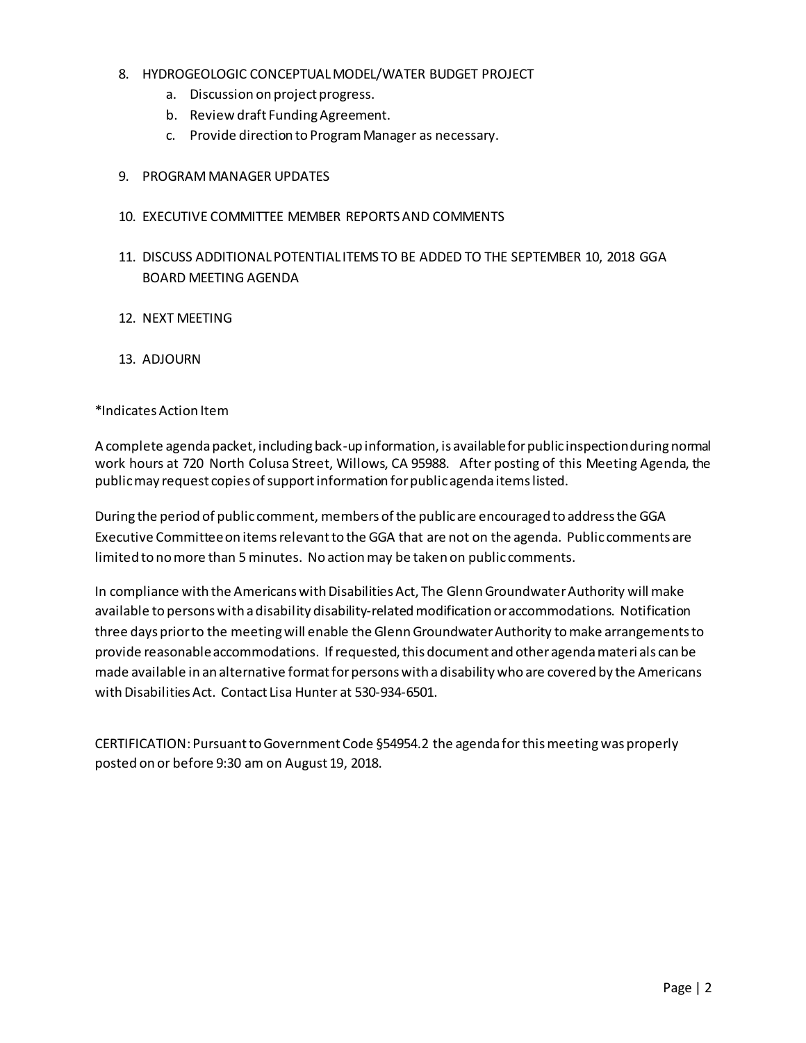8. HYDROGEOLOGIC CONCEPTUAL MODEL/WATER BUDGET PROJECT
    a. Discussion on project progress.
    b. Review draft Funding Agreement.
    c. Provide direction to Program Manager as necessary.

9. PROGRAM MANAGER UPDATES

10. EXECUTIVE COMMITTEE MEMBER REPORTS AND COMMENTS

11. DISCUSS ADDITIONAL POTENTIAL ITEMS TO BE ADDED TO THE SEPTEMBER 10, 2018 GGA BOARD MEETING AGENDA

12. NEXT MEETING

13. ADJOURN

*Indicates Action Item

A complete agenda packet, including back-up information, is available for public inspection during normal work hours at 720 North Colusa Street, Willows, CA 95988. After posting of this Meeting Agenda, the public may request copies of support information for public agenda items listed.

During the period of public comment, members of the public are encouraged to address the GGA Executive Committee on items relevant to the GGA that are not on the agenda. Public comments are limited to no more than 5 minutes. No action may be taken on public comments.

In compliance with the Americans with Disabilities Act, The Glenn Groundwater Authority will make available to persons with a disability disability-related modification or accommodations. Notification three days prior to the meeting will enable the Glenn Groundwater Authority to make arrangements to provide reasonable accommodations. If requested, this document and other agenda materials can be made available in an alternative format for persons with a disability who are covered by the Americans with Disabilities Act. Contact Lisa Hunter at 530-934-6501.

CERTIFICATION: Pursuant to Government Code §54954.2 the agenda for this meeting was properly posted on or before 9:30 am on August 19, 2018.